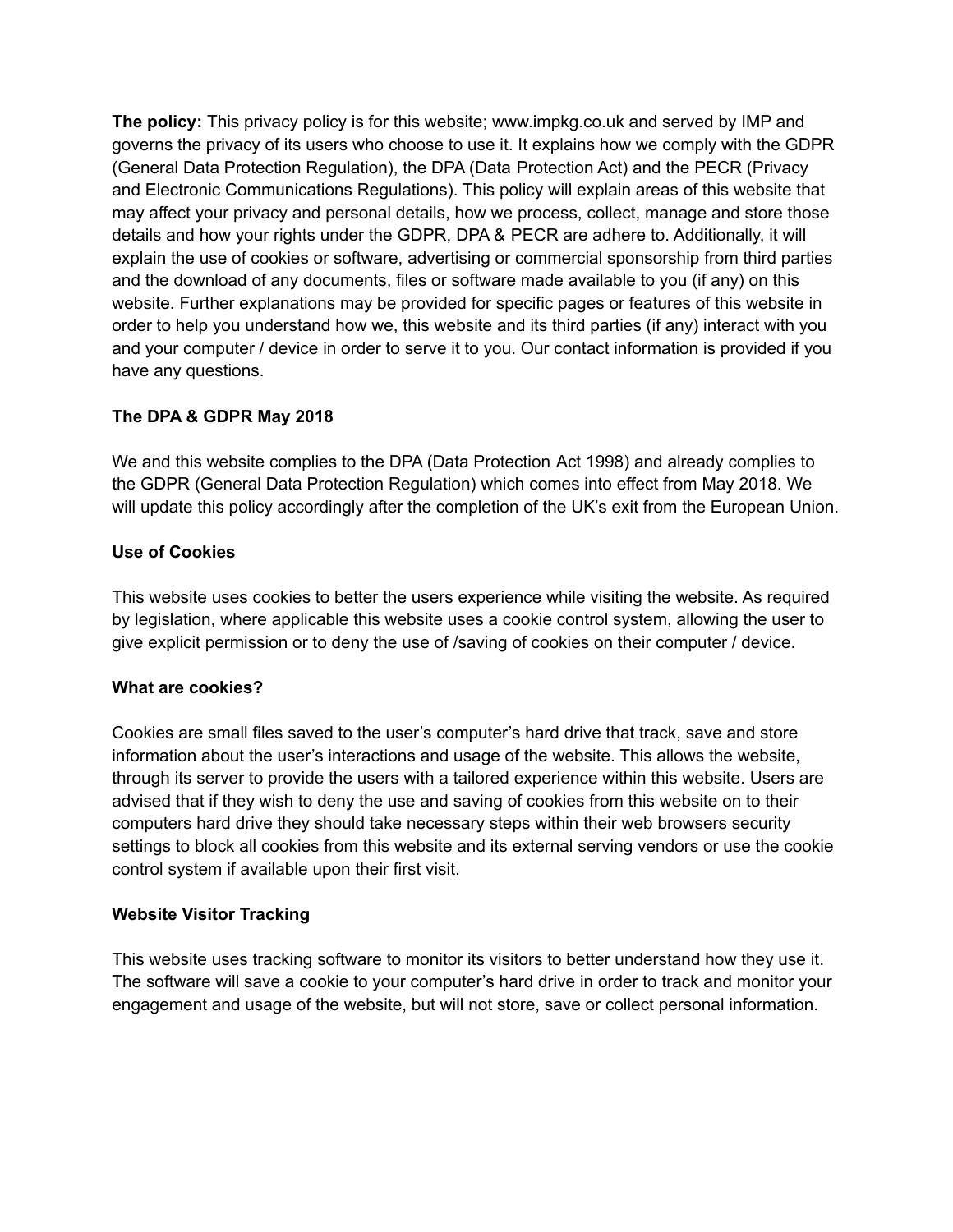**The policy:** This privacy policy is for this website; www.impkg.co.uk and served by IMP and governs the privacy of its users who choose to use it. It explains how we comply with the GDPR (General Data Protection Regulation), the DPA (Data Protection Act) and the PECR (Privacy and Electronic Communications Regulations). This policy will explain areas of this website that may affect your privacy and personal details, how we process, collect, manage and store those details and how your rights under the GDPR, DPA & PECR are adhere to. Additionally, it will explain the use of cookies or software, advertising or commercial sponsorship from third parties and the download of any documents, files or software made available to you (if any) on this website. Further explanations may be provided for specific pages or features of this website in order to help you understand how we, this website and its third parties (if any) interact with you and your computer / device in order to serve it to you. Our contact information is provided if you have any questions.

**The DPA & GDPR May 2018**

We and this website complies to the DPA (Data Protection Act 1998) and already complies to the GDPR (General Data Protection Regulation) which comes into effect from May 2018. We will update this policy accordingly after the completion of the UK's exit from the European Union.

**Use of Cookies**

This website uses cookies to better the users experience while visiting the website. As required by legislation, where applicable this website uses a cookie control system, allowing the user to give explicit permission or to deny the use of /saving of cookies on their computer / device.

**What are cookies?**

Cookies are small files saved to the user's computer's hard drive that track, save and store information about the user's interactions and usage of the website. This allows the website, through its server to provide the users with a tailored experience within this website. Users are advised that if they wish to deny the use and saving of cookies from this website on to their computers hard drive they should take necessary steps within their web browsers security settings to block all cookies from this website and its external serving vendors or use the cookie control system if available upon their first visit.

**Website Visitor Tracking**

This website uses tracking software to monitor its visitors to better understand how they use it. The software will save a cookie to your computer's hard drive in order to track and monitor your engagement and usage of the website, but will not store, save or collect personal information.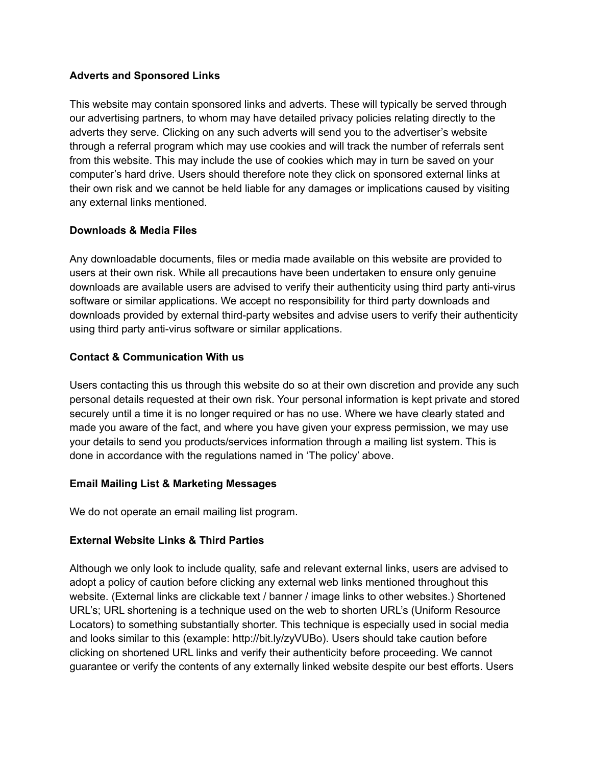**Adverts and Sponsored Links**

This website may contain sponsored links and adverts. These will typically be served through our advertising partners, to whom may have detailed privacy policies relating directly to the adverts they serve. Clicking on any such adverts will send you to the advertiser's website through a referral program which may use cookies and will track the number of referrals sent from this website. This may include the use of cookies which may in turn be saved on your computer's hard drive. Users should therefore note they click on sponsored external links at their own risk and we cannot be held liable for any damages or implications caused by visiting any external links mentioned.

**Downloads & Media Files**

Any downloadable documents, files or media made available on this website are provided to users at their own risk. While all precautions have been undertaken to ensure only genuine downloads are available users are advised to verify their authenticity using third party anti-virus software or similar applications. We accept no responsibility for third party downloads and downloads provided by external third-party websites and advise users to verify their authenticity using third party anti-virus software or similar applications.

**Contact & Communication With us**

Users contacting this us through this website do so at their own discretion and provide any such personal details requested at their own risk. Your personal information is kept private and stored securely until a time it is no longer required or has no use. Where we have clearly stated and made you aware of the fact, and where you have given your express permission, we may use your details to send you products/services information through a mailing list system. This is done in accordance with the regulations named in 'The policy' above.

**Email Mailing List & Marketing Messages**

We do not operate an email mailing list program.

**External Website Links & Third Parties**

Although we only look to include quality, safe and relevant external links, users are advised to adopt a policy of caution before clicking any external web links mentioned throughout this website. (External links are clickable text / banner / image links to other websites.) Shortened URL's; URL shortening is a technique used on the web to shorten URL's (Uniform Resource Locators) to something substantially shorter. This technique is especially used in social media and looks similar to this (example: http://bit.ly/zyVUBo). Users should take caution before clicking on shortened URL links and verify their authenticity before proceeding. We cannot guarantee or verify the contents of any externally linked website despite our best efforts. Users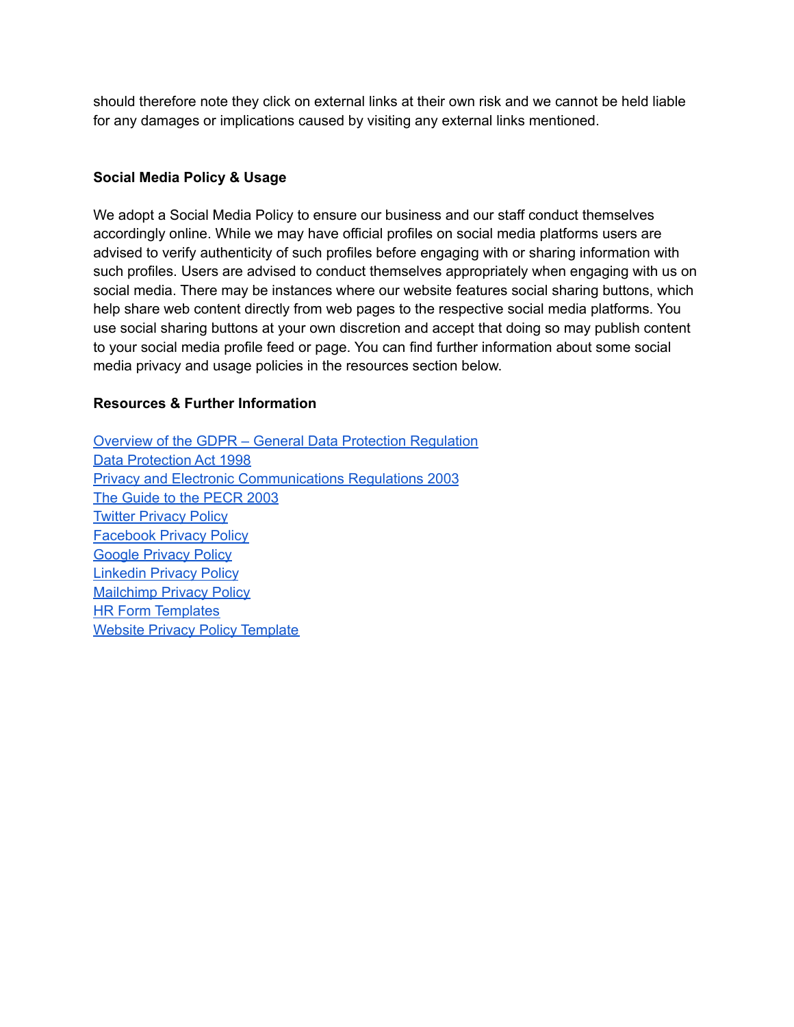should therefore note they click on external links at their own risk and we cannot be held liable for any damages or implications caused by visiting any external links mentioned.

### Social Media Policy & Usage

We adopt a Social Media Policy to ensure our business and our staff conduct themselves accordingly online. While we may have official profiles on social media platforms users are advised to verify authenticity of such profiles before engaging with or sharing information with such profiles. Users are advised to conduct themselves appropriately when engaging with us on social media. There may be instances where our website features social sharing buttons, which help share web content directly from web pages to the respective social media platforms. You use social sharing buttons at your own discretion and accept that doing so may publish content to your social media profile feed or page. You can find further information about some social media privacy and usage policies in the resources section below.

### Resources & Further Information

Overview of the GDPR – General Data Protection Regulation
Data Protection Act 1998
Privacy and Electronic Communications Regulations 2003
The Guide to the PECR 2003
Twitter Privacy Policy
Facebook Privacy Policy
Google Privacy Policy
Linkedin Privacy Policy
Mailchimp Privacy Policy
HR Form Templates
Website Privacy Policy Template